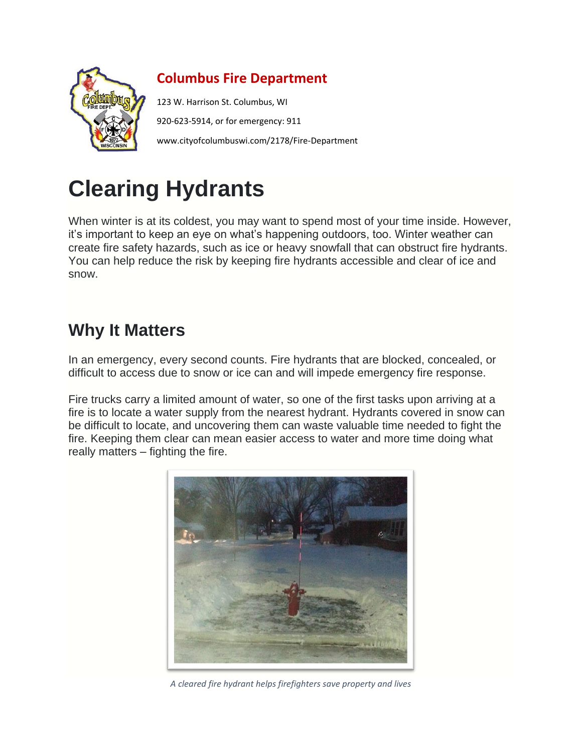**Columbus Fire Department**

123 W. Harrison St. Columbus, WI

920-623-5914, or for emergency: 911

www.cityofcolumbuswi.com/2178/Fire-Department

# Clearing Hydrants

When winter is at its coldest, you may want to spend most of your time inside. However, it's important to keep an eye on what's happening outdoors, too. Winter weather can create fire safety hazards, such as ice or heavy snowfall that can obstruct fire hydrants. You can help reduce the risk by keeping fire hydrants accessible and clear of ice and snow.

## Why It Matters

In an emergency, every second counts. Fire hydrants that are blocked, concealed, or difficult to access due to snow or ice can and will impede emergency fire response.

Fire trucks carry a limited amount of water, so one of the first tasks upon arriving at a fire is to locate a water supply from the nearest hydrant. Hydrants covered in snow can be difficult to locate, and uncovering them can waste valuable time needed to fight the fire. Keeping them clear can mean easier access to water and more time doing what really matters – fighting the fire.

*A cleared fire hydrant helps firefighters save property and lives*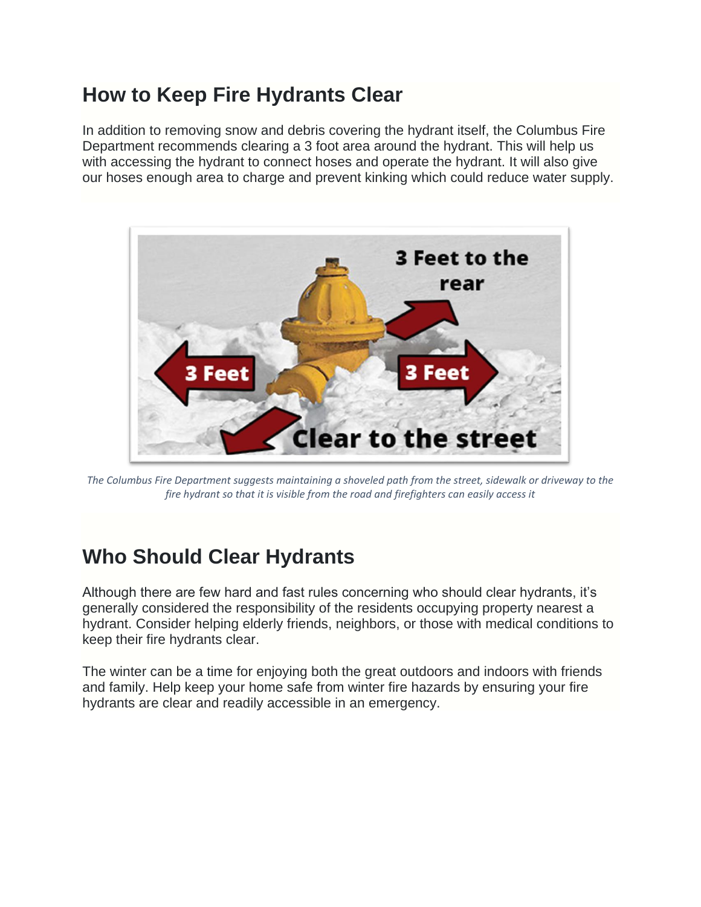## How to Keep Fire Hydrants Clear

In addition to removing snow and debris covering the hydrant itself, the Columbus Fire Department recommends clearing a 3 foot area around the hydrant. This will help us with accessing the hydrant to connect hoses and operate the hydrant. It will also give our hoses enough area to charge and prevent kinking which could reduce water supply.

3 Feet to the rear

3 Feet

3 Feet

Clear to the street

*The Columbus Fire Department suggests maintaining a shoveled path from the street, sidewalk or driveway to the fire hydrant so that it is visible from the road and firefighters can easily access it*

## Who Should Clear Hydrants

Although there are few hard and fast rules concerning who should clear hydrants, it's generally considered the responsibility of the residents occupying property nearest a hydrant. Consider helping elderly friends, neighbors, or those with medical conditions to keep their fire hydrants clear.

The winter can be a time for enjoying both the great outdoors and indoors with friends and family. Help keep your home safe from winter fire hazards by ensuring your fire hydrants are clear and readily accessible in an emergency.